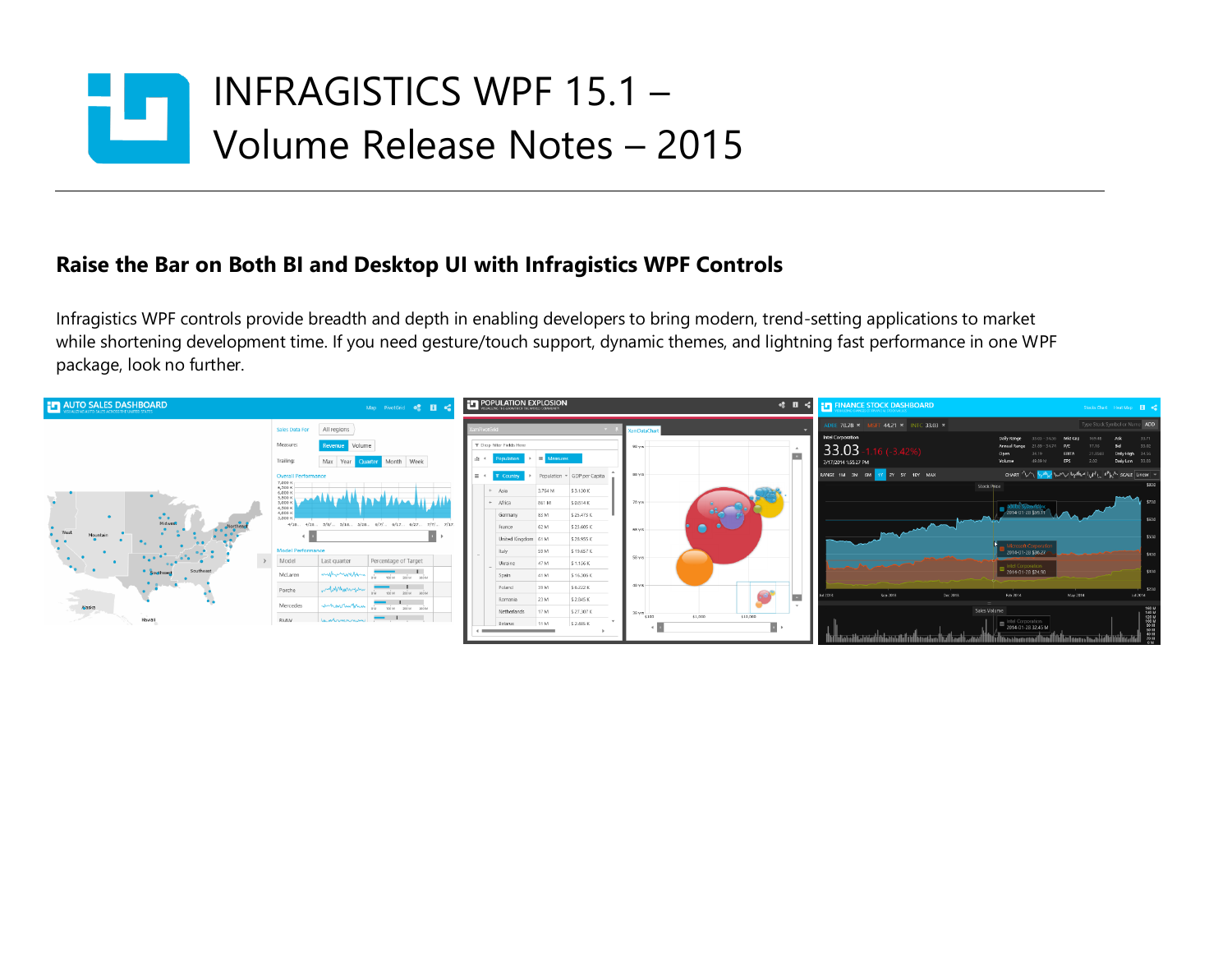# INFRAGISTICS WPF 15.1 – Volume Release Notes – 2015

## Raise the Bar on Both BI and Desktop UI with Infragistics WPF Controls

Infragistics WPF controls provide breadth and depth in enabling developers to bring modern, trend-setting applications to market while shortening development time. If you need gesture/touch support, dynamic themes, and lightning fast performance in one WPF package, look no further.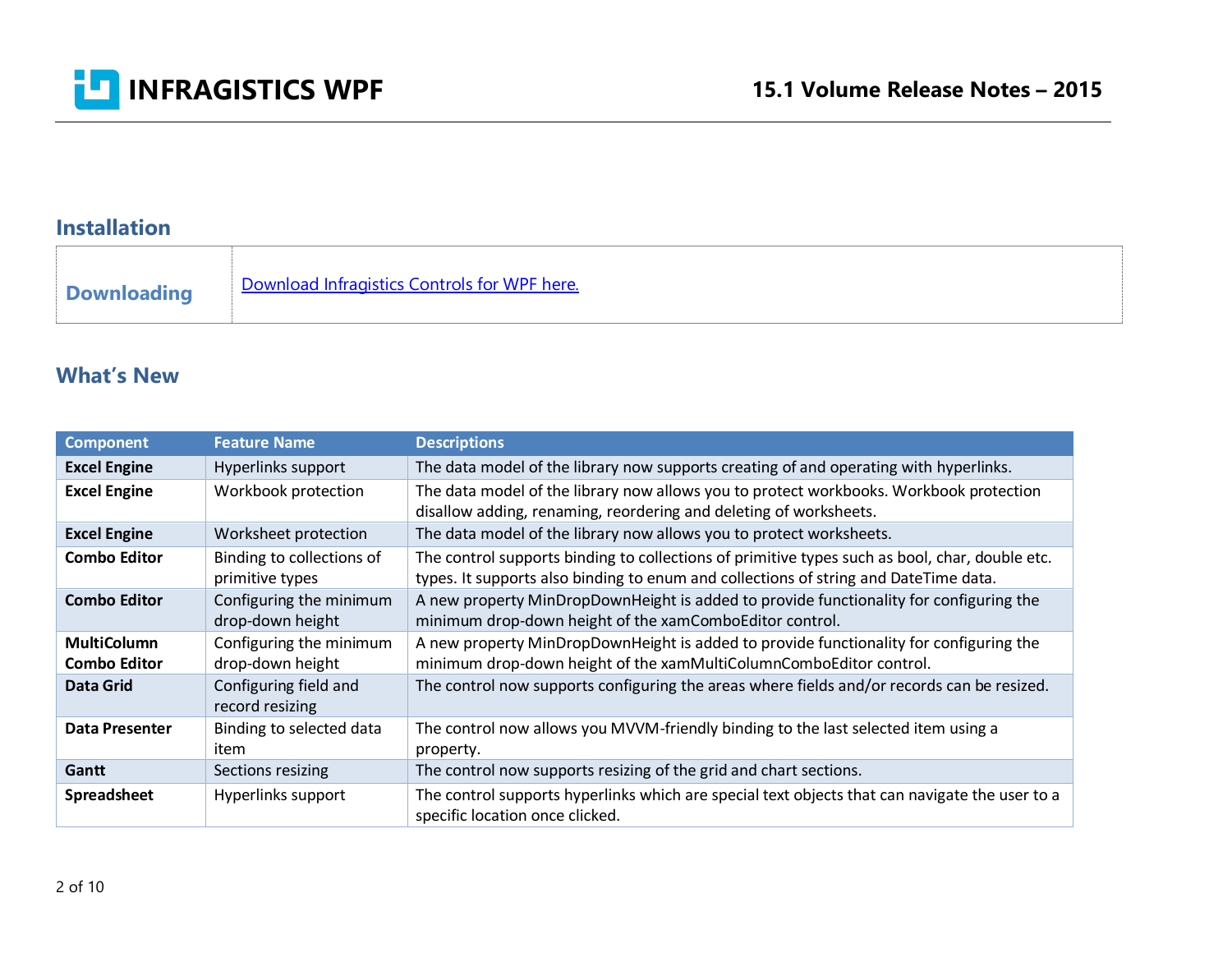## Installation

| | |
|---|---|
| **Downloading** | [Download Infragistics Controls for WPF here.]() |

## What's New

| Component | Feature Name | Descriptions |
|---|---|---|
| **Excel Engine** | Hyperlinks support | The data model of the library now supports creating of and operating with hyperlinks. |
| **Excel Engine** | Workbook protection | The data model of the library now allows you to protect workbooks. Workbook protection disallow adding, renaming, reordering and deleting of worksheets. |
| **Excel Engine** | Worksheet protection | The data model of the library now allows you to protect worksheets. |
| **Combo Editor** | Binding to collections of primitive types | The control supports binding to collections of primitive types such as bool, char, double etc. types. It supports also binding to enum and collections of string and DateTime data. |
| **Combo Editor** | Configuring the minimum drop-down height | A new property MinDropDownHeight is added to provide functionality for configuring the minimum drop-down height of the xamComboEditor control. |
| **MultiColumn Combo Editor** | Configuring the minimum drop-down height | A new property MinDropDownHeight is added to provide functionality for configuring the minimum drop-down height of the xamMultiColumnComboEditor control. |
| **Data Grid** | Configuring field and record resizing | The control now supports configuring the areas where fields and/or records can be resized. |
| **Data Presenter** | Binding to selected data item | The control now allows you MVVM-friendly binding to the last selected item using a property. |
| **Gantt** | Sections resizing | The control now supports resizing of the grid and chart sections. |
| **Spreadsheet** | Hyperlinks support | The control supports hyperlinks which are special text objects that can navigate the user to a specific location once clicked. |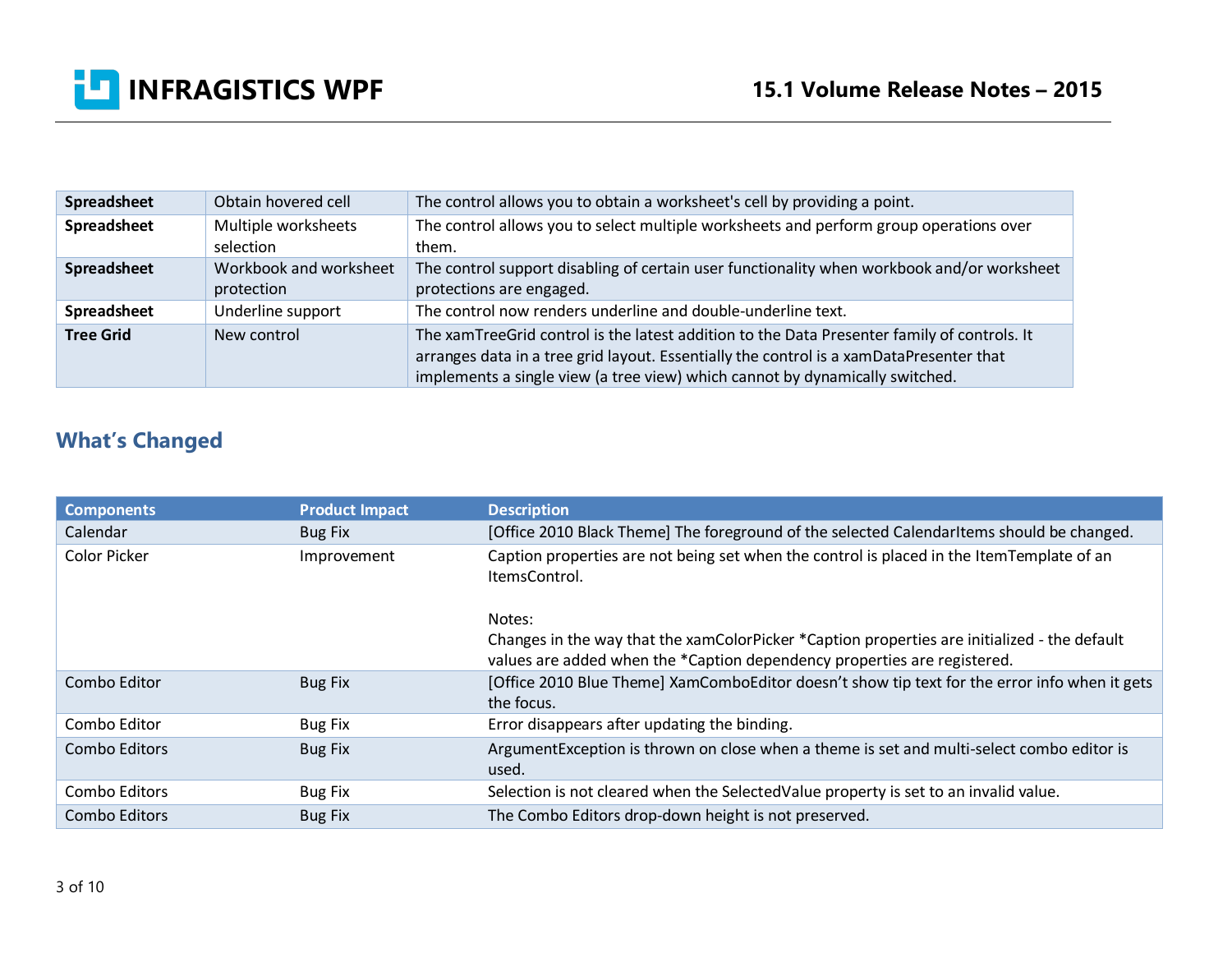| | | |
|---|---|---|
| **Spreadsheet** | Obtain hovered cell | The control allows you to obtain a worksheet's cell by providing a point. |
| **Spreadsheet** | Multiple worksheets selection | The control allows you to select multiple worksheets and perform group operations over them. |
| **Spreadsheet** | Workbook and worksheet protection | The control support disabling of certain user functionality when workbook and/or worksheet protections are engaged. |
| **Spreadsheet** | Underline support | The control now renders underline and double-underline text. |
| **Tree Grid** | New control | The xamTreeGrid control is the latest addition to the Data Presenter family of controls. It arranges data in a tree grid layout. Essentially the control is a xamDataPresenter that implements a single view (a tree view) which cannot by dynamically switched. |

## What's Changed

| Components | Product Impact | Description |
|---|---|---|
| Calendar | Bug Fix | [Office 2010 Black Theme] The foreground of the selected CalendarItems should be changed. |
| Color Picker | Improvement | Caption properties are not being set when the control is placed in the ItemTemplate of an ItemsControl.<br><br>Notes:<br>Changes in the way that the xamColorPicker *Caption properties are initialized - the default values are added when the *Caption dependency properties are registered. |
| Combo Editor | Bug Fix | [Office 2010 Blue Theme] XamComboEditor doesn't show tip text for the error info when it gets the focus. |
| Combo Editor | Bug Fix | Error disappears after updating the binding. |
| Combo Editors | Bug Fix | ArgumentException is thrown on close when a theme is set and multi-select combo editor is used. |
| Combo Editors | Bug Fix | Selection is not cleared when the SelectedValue property is set to an invalid value. |
| Combo Editors | Bug Fix | The Combo Editors drop-down height is not preserved. |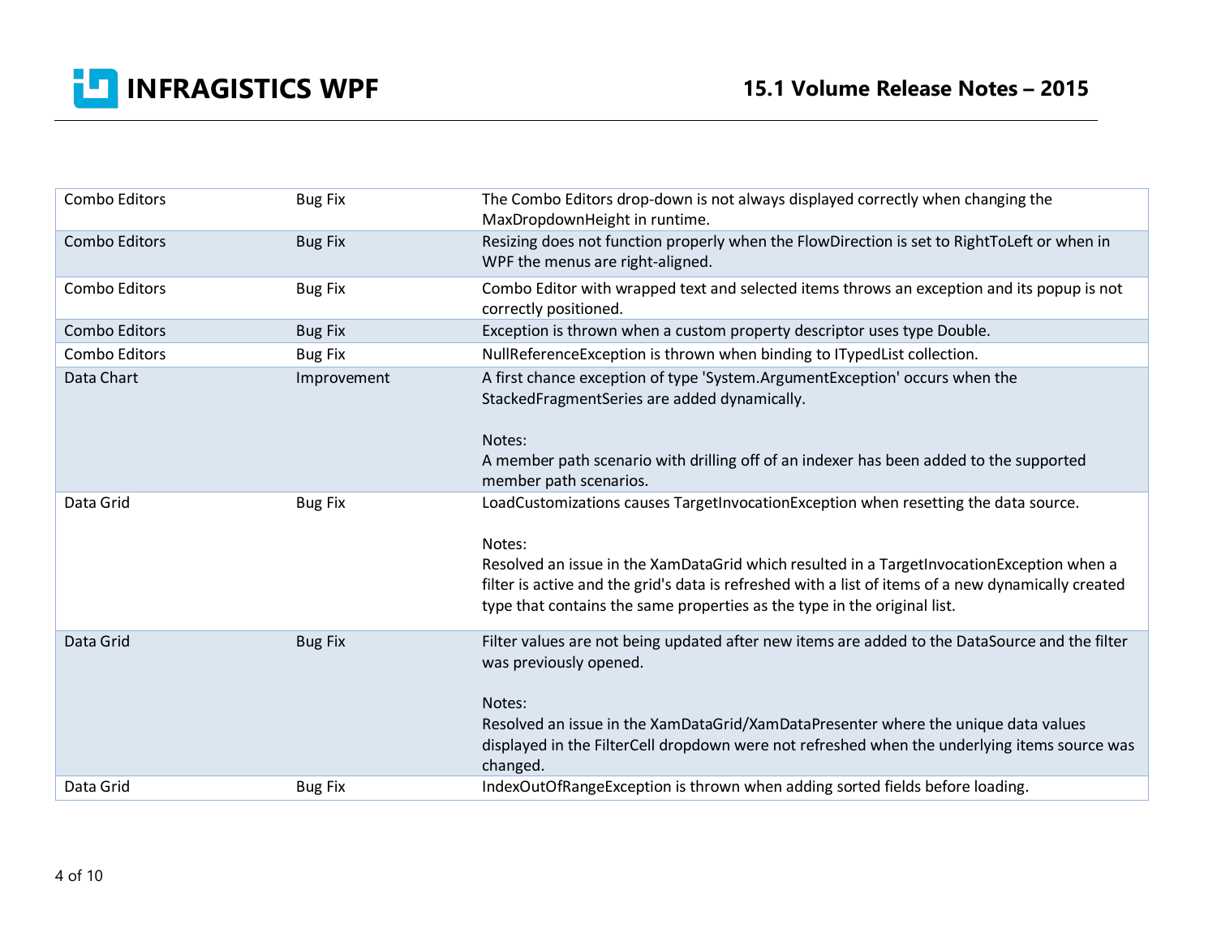| | | |
|---|---|---|
| Combo Editors | Bug Fix | The Combo Editors drop-down is not always displayed correctly when changing the MaxDropdownHeight in runtime. |
| Combo Editors | Bug Fix | Resizing does not function properly when the FlowDirection is set to RightToLeft or when in WPF the menus are right-aligned. |
| Combo Editors | Bug Fix | Combo Editor with wrapped text and selected items throws an exception and its popup is not correctly positioned. |
| Combo Editors | Bug Fix | Exception is thrown when a custom property descriptor uses type Double. |
| Combo Editors | Bug Fix | NullReferenceException is thrown when binding to ITypedList collection. |
| Data Chart | Improvement | A first chance exception of type 'System.ArgumentException' occurs when the StackedFragmentSeries are added dynamically.<br><br>Notes:<br>A member path scenario with drilling off of an indexer has been added to the supported member path scenarios. |
| Data Grid | Bug Fix | LoadCustomizations causes TargetInvocationException when resetting the data source.<br><br>Notes:<br>Resolved an issue in the XamDataGrid which resulted in a TargetInvocationException when a filter is active and the grid's data is refreshed with a list of items of a new dynamically created type that contains the same properties as the type in the original list. |
| Data Grid | Bug Fix | Filter values are not being updated after new items are added to the DataSource and the filter was previously opened.<br><br>Notes:<br>Resolved an issue in the XamDataGrid/XamDataPresenter where the unique data values displayed in the FilterCell dropdown were not refreshed when the underlying items source was changed. |
| Data Grid | Bug Fix | IndexOutOfRangeException is thrown when adding sorted fields before loading. |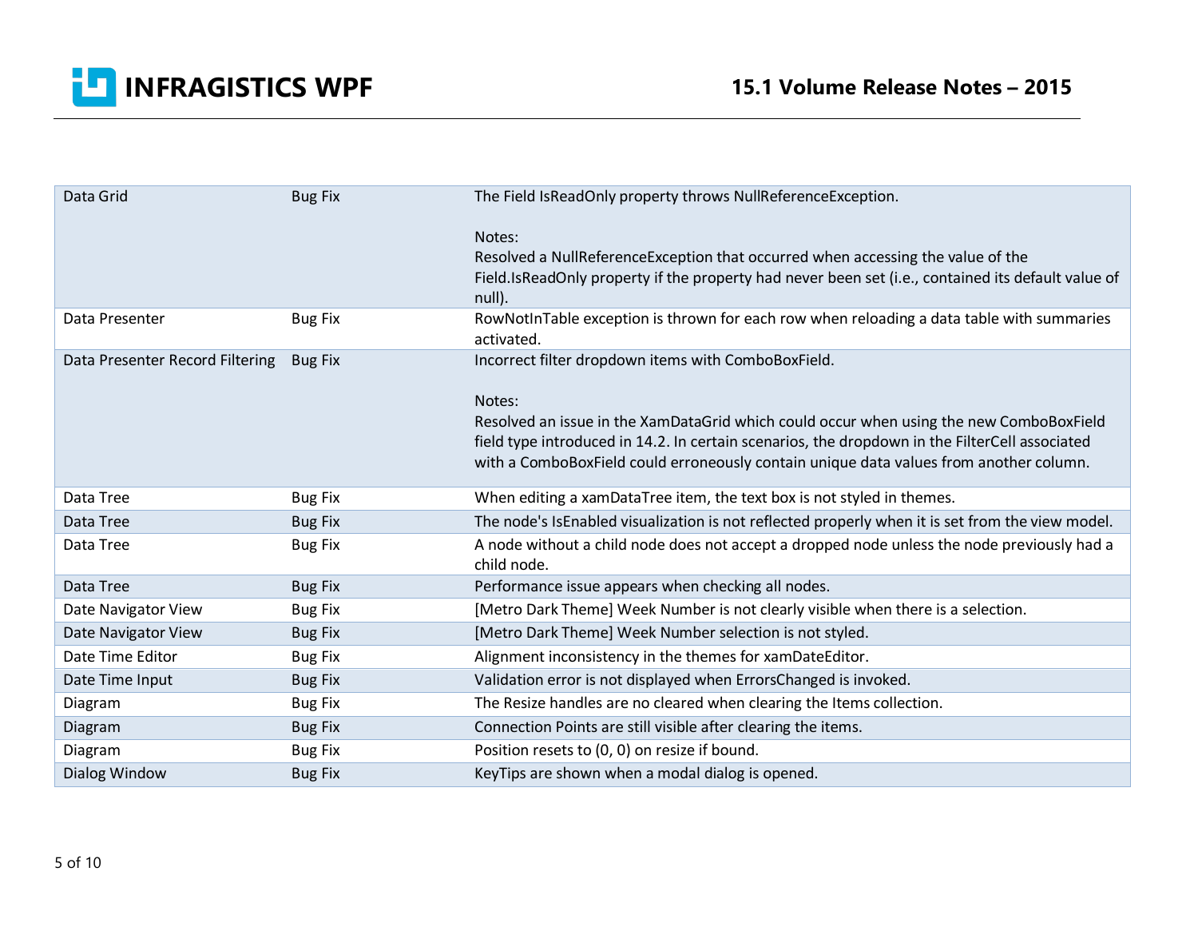| Data Grid | Bug Fix | The Field IsReadOnly property throws NullReferenceException.<br><br>Notes:<br>Resolved a NullReferenceException that occurred when accessing the value of the Field.IsReadOnly property if the property had never been set (i.e., contained its default value of null). |
|---|---|---|
| Data Presenter | Bug Fix | RowNotInTable exception is thrown for each row when reloading a data table with summaries activated. |
| Data Presenter Record Filtering | Bug Fix | Incorrect filter dropdown items with ComboBoxField.<br><br>Notes:<br>Resolved an issue in the XamDataGrid which could occur when using the new ComboBoxField field type introduced in 14.2. In certain scenarios, the dropdown in the FilterCell associated with a ComboBoxField could erroneously contain unique data values from another column. |
| Data Tree | Bug Fix | When editing a xamDataTree item, the text box is not styled in themes. |
| Data Tree | Bug Fix | The node's IsEnabled visualization is not reflected properly when it is set from the view model. |
| Data Tree | Bug Fix | A node without a child node does not accept a dropped node unless the node previously had a child node. |
| Data Tree | Bug Fix | Performance issue appears when checking all nodes. |
| Date Navigator View | Bug Fix | [Metro Dark Theme] Week Number is not clearly visible when there is a selection. |
| Date Navigator View | Bug Fix | [Metro Dark Theme] Week Number selection is not styled. |
| Date Time Editor | Bug Fix | Alignment inconsistency in the themes for xamDateEditor. |
| Date Time Input | Bug Fix | Validation error is not displayed when ErrorsChanged is invoked. |
| Diagram | Bug Fix | The Resize handles are no cleared when clearing the Items collection. |
| Diagram | Bug Fix | Connection Points are still visible after clearing the items. |
| Diagram | Bug Fix | Position resets to (0, 0) on resize if bound. |
| Dialog Window | Bug Fix | KeyTips are shown when a modal dialog is opened. |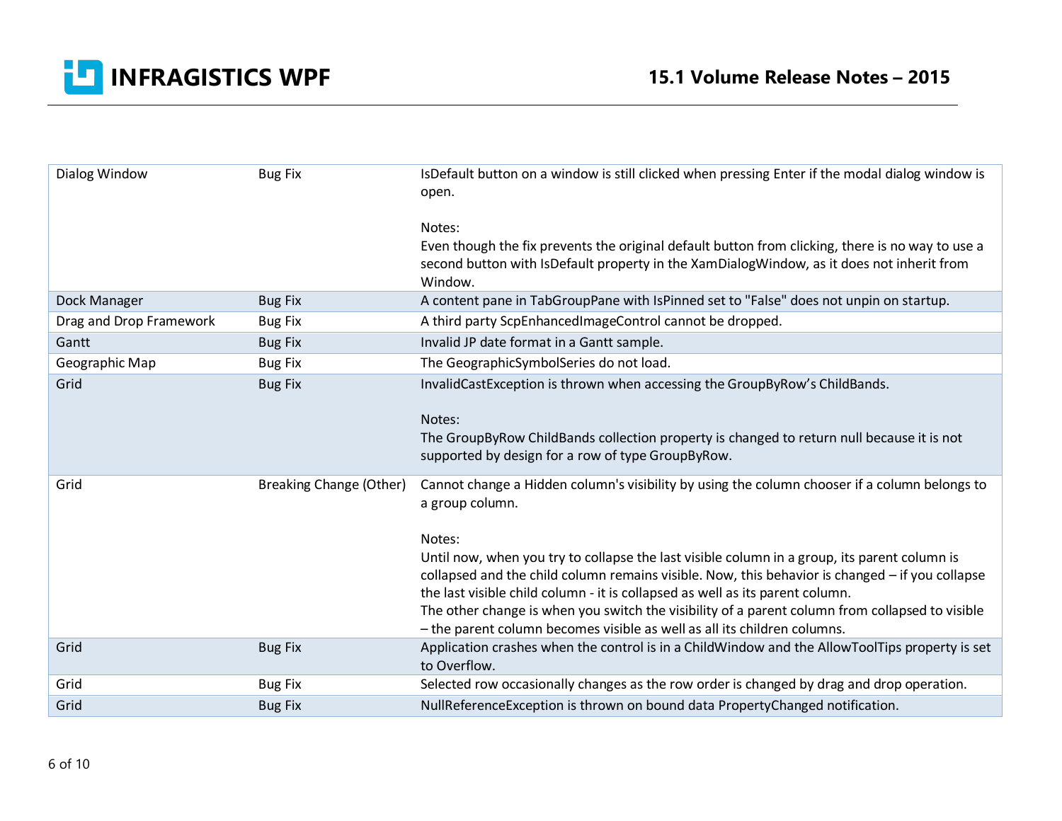| | | |
|---|---|---|
| Dialog Window | Bug Fix | IsDefault button on a window is still clicked when pressing Enter if the modal dialog window is open.<br><br>Notes:<br>Even though the fix prevents the original default button from clicking, there is no way to use a second button with IsDefault property in the XamDialogWindow, as it does not inherit from Window. |
| Dock Manager | Bug Fix | A content pane in TabGroupPane with IsPinned set to "False" does not unpin on startup. |
| Drag and Drop Framework | Bug Fix | A third party ScpEnhancedImageControl cannot be dropped. |
| Gantt | Bug Fix | Invalid JP date format in a Gantt sample. |
| Geographic Map | Bug Fix | The GeographicSymbolSeries do not load. |
| Grid | Bug Fix | InvalidCastException is thrown when accessing the GroupByRow's ChildBands.<br><br>Notes:<br>The GroupByRow ChildBands collection property is changed to return null because it is not supported by design for a row of type GroupByRow. |
| Grid | Breaking Change (Other) | Cannot change a Hidden column's visibility by using the column chooser if a column belongs to a group column.<br><br>Notes:<br>Until now, when you try to collapse the last visible column in a group, its parent column is collapsed and the child column remains visible. Now, this behavior is changed – if you collapse the last visible child column - it is collapsed as well as its parent column.<br>The other change is when you switch the visibility of a parent column from collapsed to visible – the parent column becomes visible as well as all its children columns. |
| Grid | Bug Fix | Application crashes when the control is in a ChildWindow and the AllowToolTips property is set to Overflow. |
| Grid | Bug Fix | Selected row occasionally changes as the row order is changed by drag and drop operation. |
| Grid | Bug Fix | NullReferenceException is thrown on bound data PropertyChanged notification. |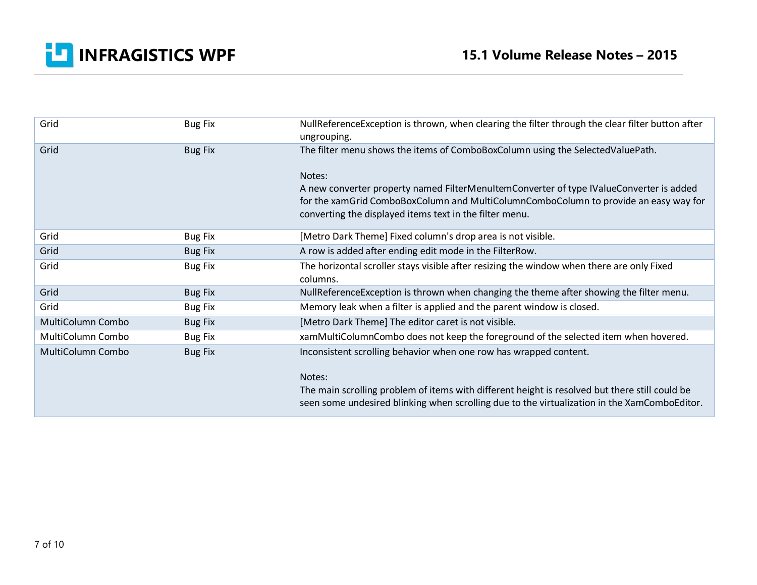| | | |
|---|---|---|
| Grid | Bug Fix | NullReferenceException is thrown, when clearing the filter through the clear filter button after ungrouping. |
| Grid | Bug Fix | The filter menu shows the items of ComboBoxColumn using the SelectedValuePath.<br><br>Notes:<br>A new converter property named FilterMenuItemConverter of type IValueConverter is added for the xamGrid ComboBoxColumn and MultiColumnComboColumn to provide an easy way for converting the displayed items text in the filter menu. |
| Grid | Bug Fix | [Metro Dark Theme] Fixed column's drop area is not visible. |
| Grid | Bug Fix | A row is added after ending edit mode in the FilterRow. |
| Grid | Bug Fix | The horizontal scroller stays visible after resizing the window when there are only Fixed columns. |
| Grid | Bug Fix | NullReferenceException is thrown when changing the theme after showing the filter menu. |
| Grid | Bug Fix | Memory leak when a filter is applied and the parent window is closed. |
| MultiColumn Combo | Bug Fix | [Metro Dark Theme] The editor caret is not visible. |
| MultiColumn Combo | Bug Fix | xamMultiColumnCombo does not keep the foreground of the selected item when hovered. |
| MultiColumn Combo | Bug Fix | Inconsistent scrolling behavior when one row has wrapped content.<br><br>Notes:<br>The main scrolling problem of items with different height is resolved but there still could be seen some undesired blinking when scrolling due to the virtualization in the XamComboEditor. |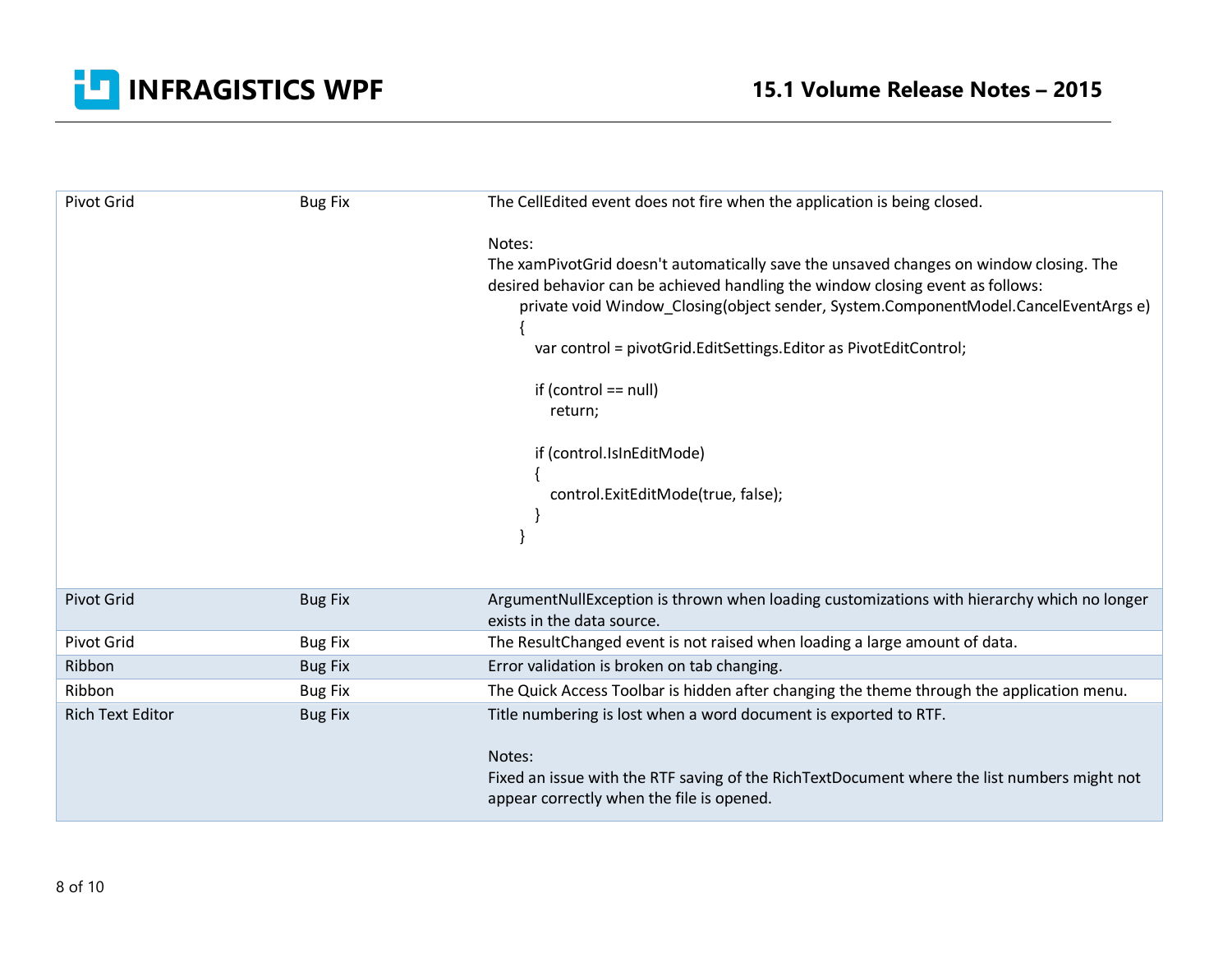| | | |
|---|---|---|
| Pivot Grid | Bug Fix | The CellEdited event does not fire when the application is being closed.<br><br>Notes:<br>The xamPivotGrid doesn't automatically save the unsaved changes on window closing. The desired behavior can be achieved handling the window closing event as follows:<br>`private void Window_Closing(object sender, System.ComponentModel.CancelEventArgs e)`<br>`{`<br>`var control = pivotGrid.EditSettings.Editor as PivotEditControl;`<br><br>`if (control == null)`<br>`return;`<br><br>`if (control.IsInEditMode)`<br>`{`<br>`control.ExitEditMode(true, false);`<br>`}`<br>`}` |
| Pivot Grid | Bug Fix | ArgumentNullException is thrown when loading customizations with hierarchy which no longer exists in the data source. |
| Pivot Grid | Bug Fix | The ResultChanged event is not raised when loading a large amount of data. |
| Ribbon | Bug Fix | Error validation is broken on tab changing. |
| Ribbon | Bug Fix | The Quick Access Toolbar is hidden after changing the theme through the application menu. |
| Rich Text Editor | Bug Fix | Title numbering is lost when a word document is exported to RTF.<br><br>Notes:<br>Fixed an issue with the RTF saving of the RichTextDocument where the list numbers might not appear correctly when the file is opened. |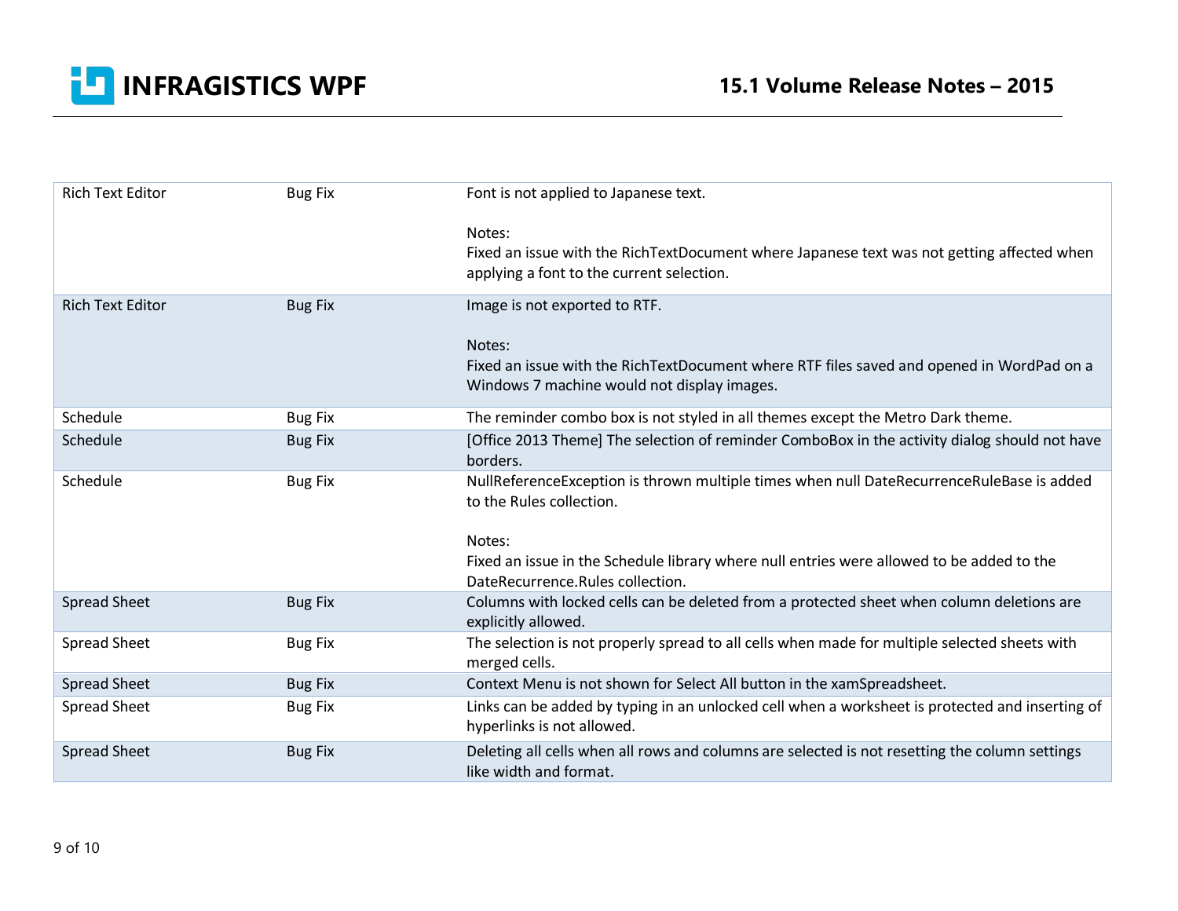| Rich Text Editor | Bug Fix | Font is not applied to Japanese text.<br><br>Notes:<br>Fixed an issue with the RichTextDocument where Japanese text was not getting affected when applying a font to the current selection. |
|---|---|---|
| Rich Text Editor | Bug Fix | Image is not exported to RTF.<br><br>Notes:<br>Fixed an issue with the RichTextDocument where RTF files saved and opened in WordPad on a Windows 7 machine would not display images. |
| Schedule | Bug Fix | The reminder combo box is not styled in all themes except the Metro Dark theme. |
| Schedule | Bug Fix | [Office 2013 Theme] The selection of reminder ComboBox in the activity dialog should not have borders. |
| Schedule | Bug Fix | NullReferenceException is thrown multiple times when null DateRecurrenceRuleBase is added to the Rules collection.<br><br>Notes:<br>Fixed an issue in the Schedule library where null entries were allowed to be added to the DateRecurrence.Rules collection. |
| Spread Sheet | Bug Fix | Columns with locked cells can be deleted from a protected sheet when column deletions are explicitly allowed. |
| Spread Sheet | Bug Fix | The selection is not properly spread to all cells when made for multiple selected sheets with merged cells. |
| Spread Sheet | Bug Fix | Context Menu is not shown for Select All button in the xamSpreadsheet. |
| Spread Sheet | Bug Fix | Links can be added by typing in an unlocked cell when a worksheet is protected and inserting of hyperlinks is not allowed. |
| Spread Sheet | Bug Fix | Deleting all cells when all rows and columns are selected is not resetting the column settings like width and format. |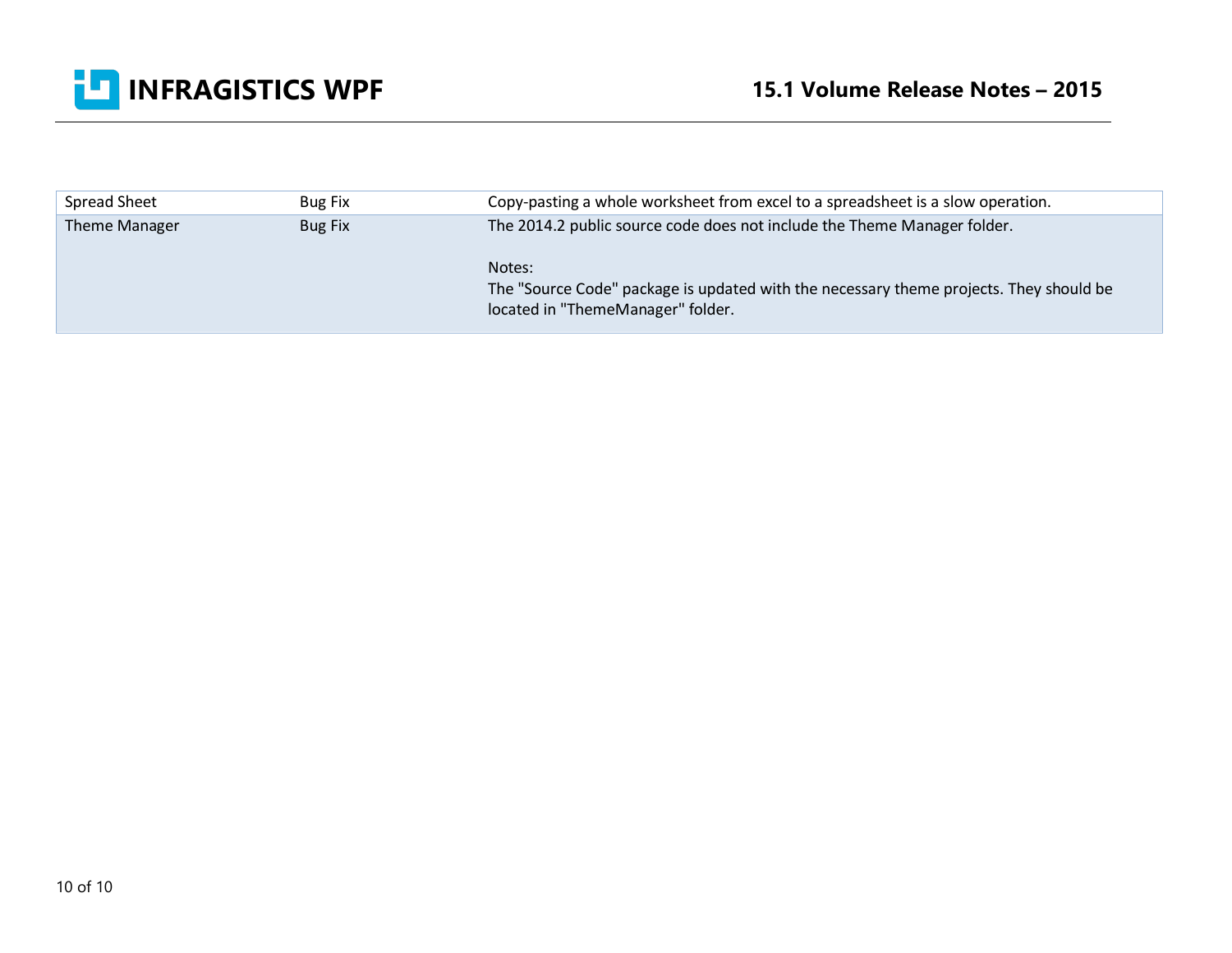| | | |
|---|---|---|
| Spread Sheet | Bug Fix | Copy-pasting a whole worksheet from excel to a spreadsheet is a slow operation. |
| Theme Manager | Bug Fix | The 2014.2 public source code does not include the Theme Manager folder.<br><br>Notes:<br>The "Source Code" package is updated with the necessary theme projects. They should be located in "ThemeManager" folder. |